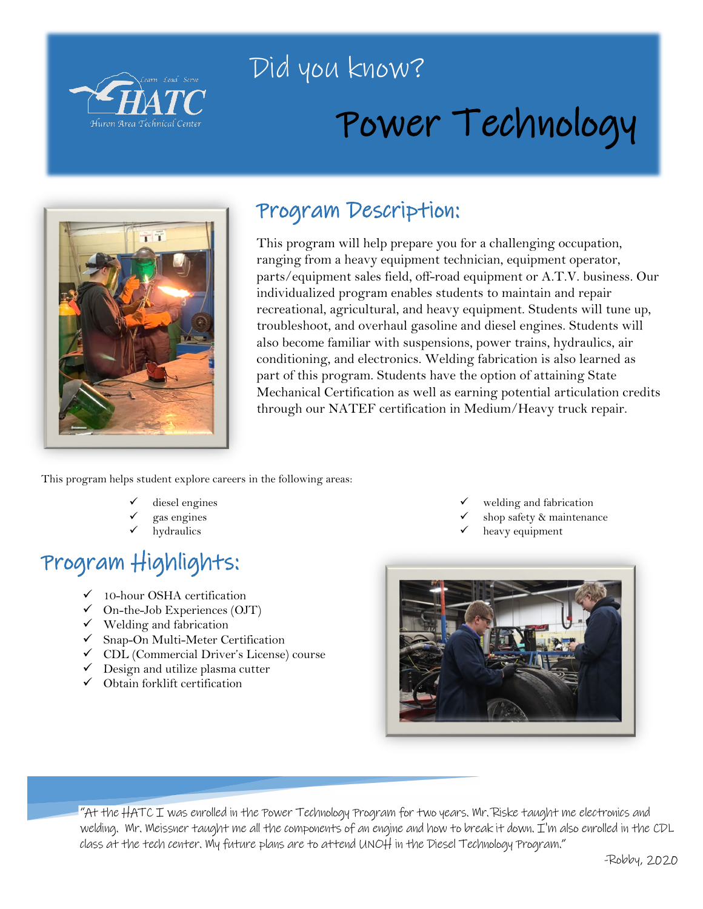# Did you know?

# Power Technology

HATC — Learn Lead Serve — Huron Area Technical Center

## Program Description:

This program will help prepare you for a challenging occupation, ranging from a heavy equipment technician, equipment operator, parts/equipment sales field, off-road equipment or A.T.V. business. Our individualized program enables students to maintain and repair recreational, agricultural, and heavy equipment. Students will tune up, troubleshoot, and overhaul gasoline and diesel engines. Students will also become familiar with suspensions, power trains, hydraulics, air conditioning, and electronics. Welding fabrication is also learned as part of this program. Students have the option of attaining State Mechanical Certification as well as earning potential articulation credits through our NATEF certification in Medium/Heavy truck repair.

This program helps student explore careers in the following areas:

- ✓ diesel engines
- ✓ gas engines
- ✓ hydraulics
- ✓ welding and fabrication
- ✓ shop safety & maintenance
- ✓ heavy equipment

## Program Highlights:

- ✓ 10-hour OSHA certification
- ✓ On-the-Job Experiences (OJT)
- ✓ Welding and fabrication
- ✓ Snap-On Multi-Meter Certification
- ✓ CDL (Commercial Driver's License) course
- ✓ Design and utilize plasma cutter
- ✓ Obtain forklift certification

"At the HATC I was enrolled in the Power Technology Program for two years. Mr. Riske taught me electronics and welding. Mr. Meissner taught me all the components of an engine and how to break it down. I'm also enrolled in the CDL class at the tech center. My future plans are to attend UNOH in the Diesel Technology Program."

-Robby, 2020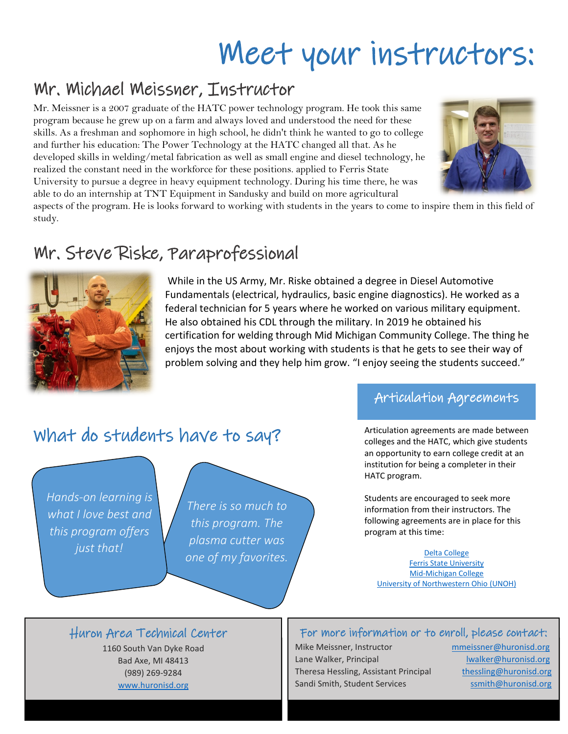# Meet your instructors:

## Mr. Michael Meissner, Instructor

Mr. Meissner is a 2007 graduate of the HATC power technology program. He took this same program because he grew up on a farm and always loved and understood the need for these skills. As a freshman and sophomore in high school, he didn't think he wanted to go to college and further his education: The Power Technology at the HATC changed all that. As he developed skills in welding/metal fabrication as well as small engine and diesel technology, he realized the constant need in the workforce for these positions. applied to Ferris State University to pursue a degree in heavy equipment technology. During his time there, he was able to do an internship at TNT Equipment in Sandusky and build on more agricultural aspects of the program. He is looks forward to working with students in the years to come to inspire them in this field of study.

## Mr. Steve Riske, Paraprofessional

While in the US Army, Mr. Riske obtained a degree in Diesel Automotive Fundamentals (electrical, hydraulics, basic engine diagnostics). He worked as a federal technician for 5 years where he worked on various military equipment. He also obtained his CDL through the military. In 2019 he obtained his certification for welding through Mid Michigan Community College. The thing he enjoys the most about working with students is that he gets to see their way of problem solving and they help him grow. "I enjoy seeing the students succeed."

## What do students have to say?

*Hands-on learning is what I love best and this program offers just that!*

*There is so much to this program. The plasma cutter was one of my favorites.*

### Articulation Agreements

Articulation agreements are made between colleges and the HATC, which give students an opportunity to earn college credit at an institution for being a completer in their HATC program.

Students are encouraged to seek more information from their instructors. The following agreements are in place for this program at this time:

Delta College
Ferris State University
Mid-Michigan College
University of Northwestern Ohio (UNOH)

### Huron Area Technical Center

1160 South Van Dyke Road
Bad Axe, MI 48413
(989) 269-9284
www.huronisd.org

### For more information or to enroll, please contact:

| | |
|---|---|
| Mike Meissner, Instructor | mmeissner@huronisd.org |
| Lane Walker, Principal | lwalker@huronisd.org |
| Theresa Hessling, Assistant Principal | thessling@huronisd.org |
| Sandi Smith, Student Services | ssmith@huronisd.org |